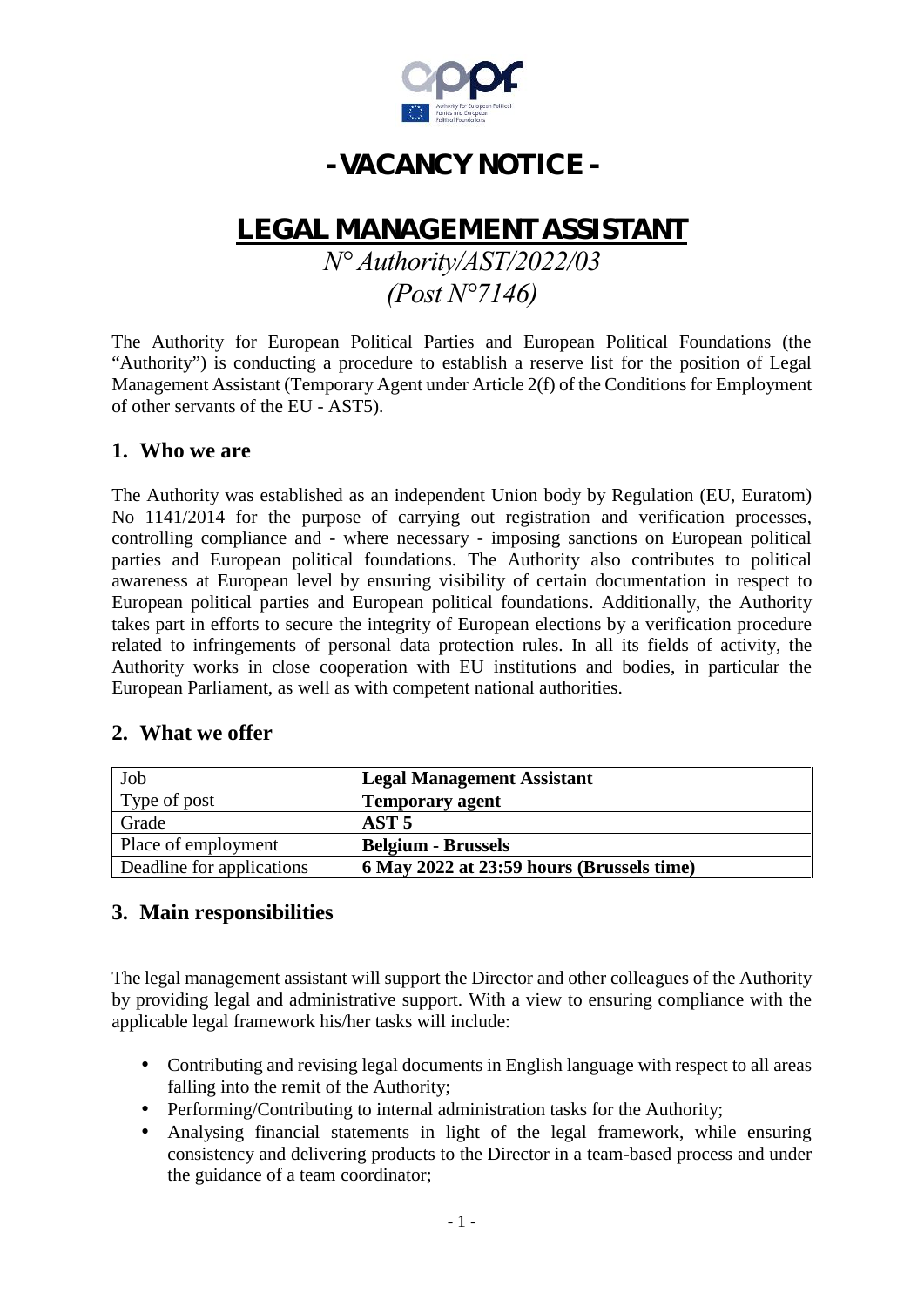# - VACANCY NOTICE -

# LEGAL MANAGEMENT ASSISTANT

*N° Authority/AST/2022/03*
*(Post N°7146)*

The Authority for European Political Parties and European Political Foundations (the "Authority") is conducting a procedure to establish a reserve list for the position of Legal Management Assistant (Temporary Agent under Article 2(f) of the Conditions for Employment of other servants of the EU - AST5).

## 1. Who we are

The Authority was established as an independent Union body by Regulation (EU, Euratom) No 1141/2014 for the purpose of carrying out registration and verification processes, controlling compliance and - where necessary - imposing sanctions on European political parties and European political foundations. The Authority also contributes to political awareness at European level by ensuring visibility of certain documentation in respect to European political parties and European political foundations. Additionally, the Authority takes part in efforts to secure the integrity of European elections by a verification procedure related to infringements of personal data protection rules. In all its fields of activity, the Authority works in close cooperation with EU institutions and bodies, in particular the European Parliament, as well as with competent national authorities.

## 2. What we offer

| Job | **Legal Management Assistant** |
|---|---|
| Type of post | **Temporary agent** |
| Grade | **AST 5** |
| Place of employment | **Belgium - Brussels** |
| Deadline for applications | **6 May 2022 at 23:59 hours (Brussels time)** |

## 3. Main responsibilities

The legal management assistant will support the Director and other colleagues of the Authority by providing legal and administrative support. With a view to ensuring compliance with the applicable legal framework his/her tasks will include:

- Contributing and revising legal documents in English language with respect to all areas falling into the remit of the Authority;
- Performing/Contributing to internal administration tasks for the Authority;
- Analysing financial statements in light of the legal framework, while ensuring consistency and delivering products to the Director in a team-based process and under the guidance of a team coordinator;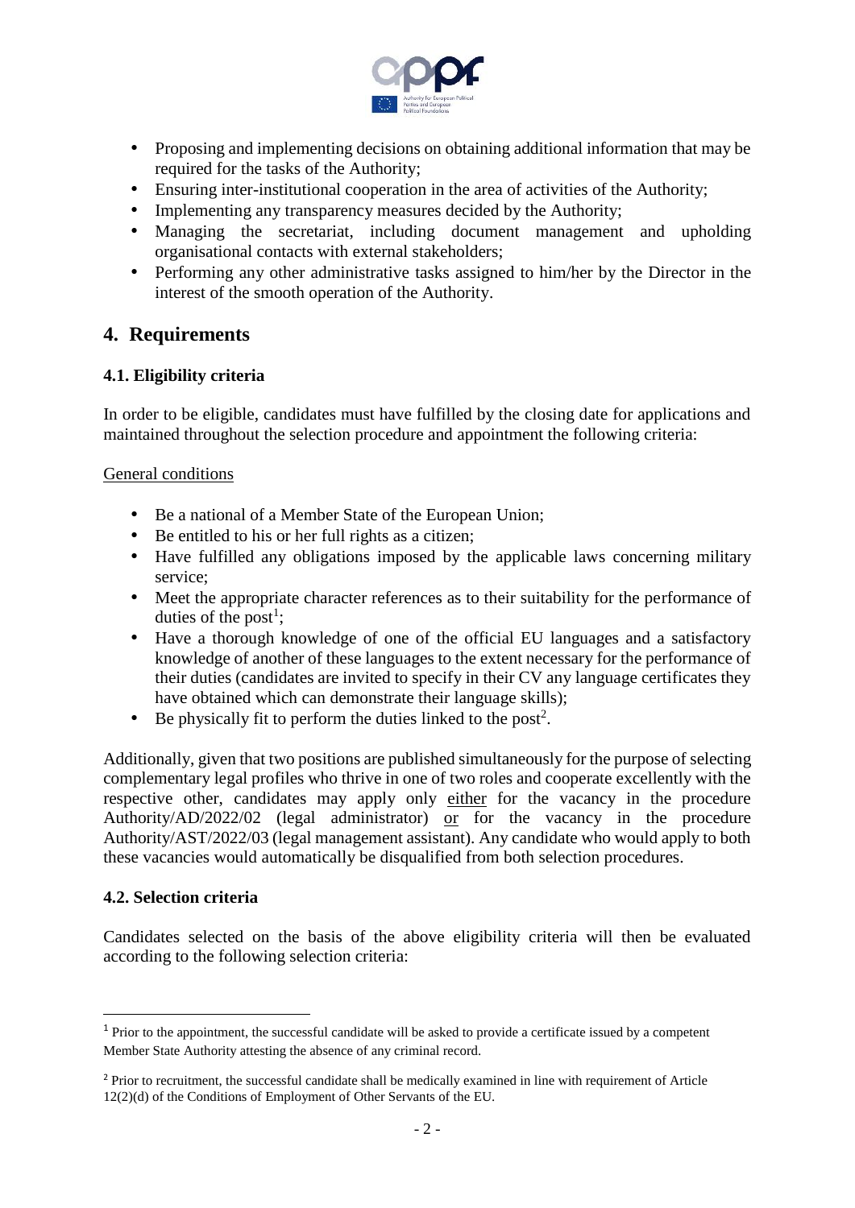- Proposing and implementing decisions on obtaining additional information that may be required for the tasks of the Authority;
- Ensuring inter-institutional cooperation in the area of activities of the Authority;
- Implementing any transparency measures decided by the Authority;
- Managing the secretariat, including document management and upholding organisational contacts with external stakeholders;
- Performing any other administrative tasks assigned to him/her by the Director in the interest of the smooth operation of the Authority.

## 4. Requirements

### 4.1. Eligibility criteria

In order to be eligible, candidates must have fulfilled by the closing date for applications and maintained throughout the selection procedure and appointment the following criteria:

General conditions

- Be a national of a Member State of the European Union;
- Be entitled to his or her full rights as a citizen;
- Have fulfilled any obligations imposed by the applicable laws concerning military service;
- Meet the appropriate character references as to their suitability for the performance of duties of the post[1];
- Have a thorough knowledge of one of the official EU languages and a satisfactory knowledge of another of these languages to the extent necessary for the performance of their duties (candidates are invited to specify in their CV any language certificates they have obtained which can demonstrate their language skills);
- Be physically fit to perform the duties linked to the post[2].

Additionally, given that two positions are published simultaneously for the purpose of selecting complementary legal profiles who thrive in one of two roles and cooperate excellently with the respective other, candidates may apply only either for the vacancy in the procedure Authority/AD/2022/02 (legal administrator) or for the vacancy in the procedure Authority/AST/2022/03 (legal management assistant). Any candidate who would apply to both these vacancies would automatically be disqualified from both selection procedures.

### 4.2. Selection criteria

Candidates selected on the basis of the above eligibility criteria will then be evaluated according to the following selection criteria:

[1] Prior to the appointment, the successful candidate will be asked to provide a certificate issued by a competent Member State Authority attesting the absence of any criminal record.

[2] Prior to recruitment, the successful candidate shall be medically examined in line with requirement of Article 12(2)(d) of the Conditions of Employment of Other Servants of the EU.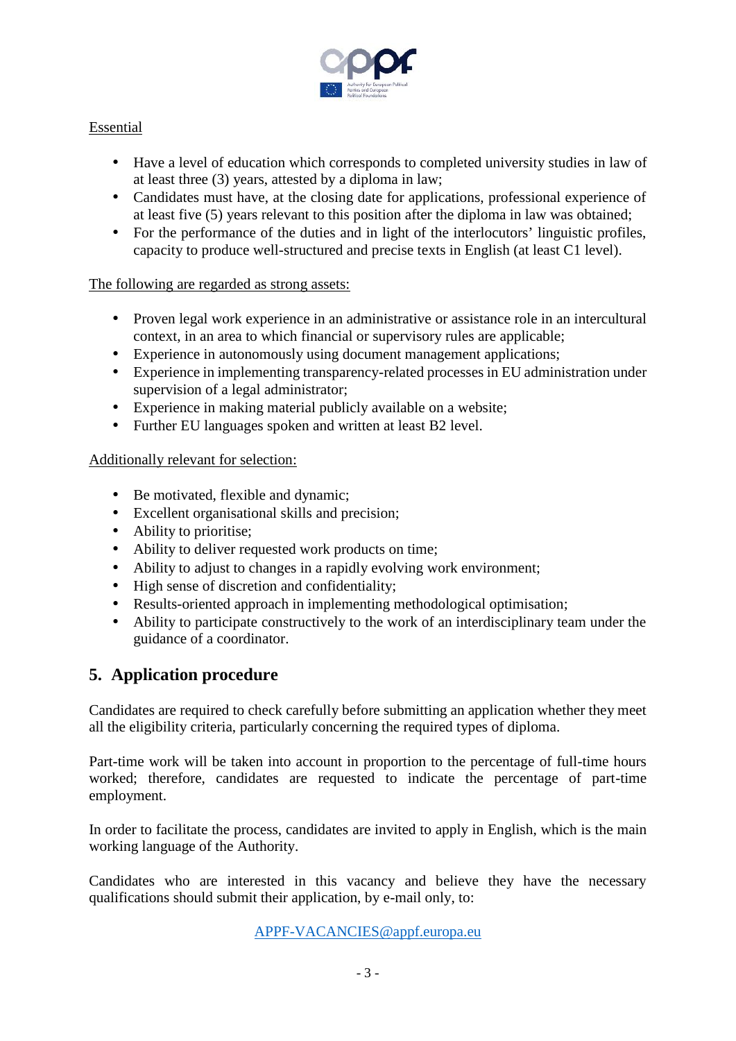Essential

- Have a level of education which corresponds to completed university studies in law of at least three (3) years, attested by a diploma in law;
- Candidates must have, at the closing date for applications, professional experience of at least five (5) years relevant to this position after the diploma in law was obtained;
- For the performance of the duties and in light of the interlocutors' linguistic profiles, capacity to produce well-structured and precise texts in English (at least C1 level).

The following are regarded as strong assets:

- Proven legal work experience in an administrative or assistance role in an intercultural context, in an area to which financial or supervisory rules are applicable;
- Experience in autonomously using document management applications;
- Experience in implementing transparency-related processes in EU administration under supervision of a legal administrator;
- Experience in making material publicly available on a website;
- Further EU languages spoken and written at least B2 level.

Additionally relevant for selection:

- Be motivated, flexible and dynamic;
- Excellent organisational skills and precision;
- Ability to prioritise;
- Ability to deliver requested work products on time;
- Ability to adjust to changes in a rapidly evolving work environment;
- High sense of discretion and confidentiality;
- Results-oriented approach in implementing methodological optimisation;
- Ability to participate constructively to the work of an interdisciplinary team under the guidance of a coordinator.

## 5. Application procedure

Candidates are required to check carefully before submitting an application whether they meet all the eligibility criteria, particularly concerning the required types of diploma.

Part-time work will be taken into account in proportion to the percentage of full-time hours worked; therefore, candidates are requested to indicate the percentage of part-time employment.

In order to facilitate the process, candidates are invited to apply in English, which is the main working language of the Authority.

Candidates who are interested in this vacancy and believe they have the necessary qualifications should submit their application, by e-mail only, to:

APPF-VACANCIES@appf.europa.eu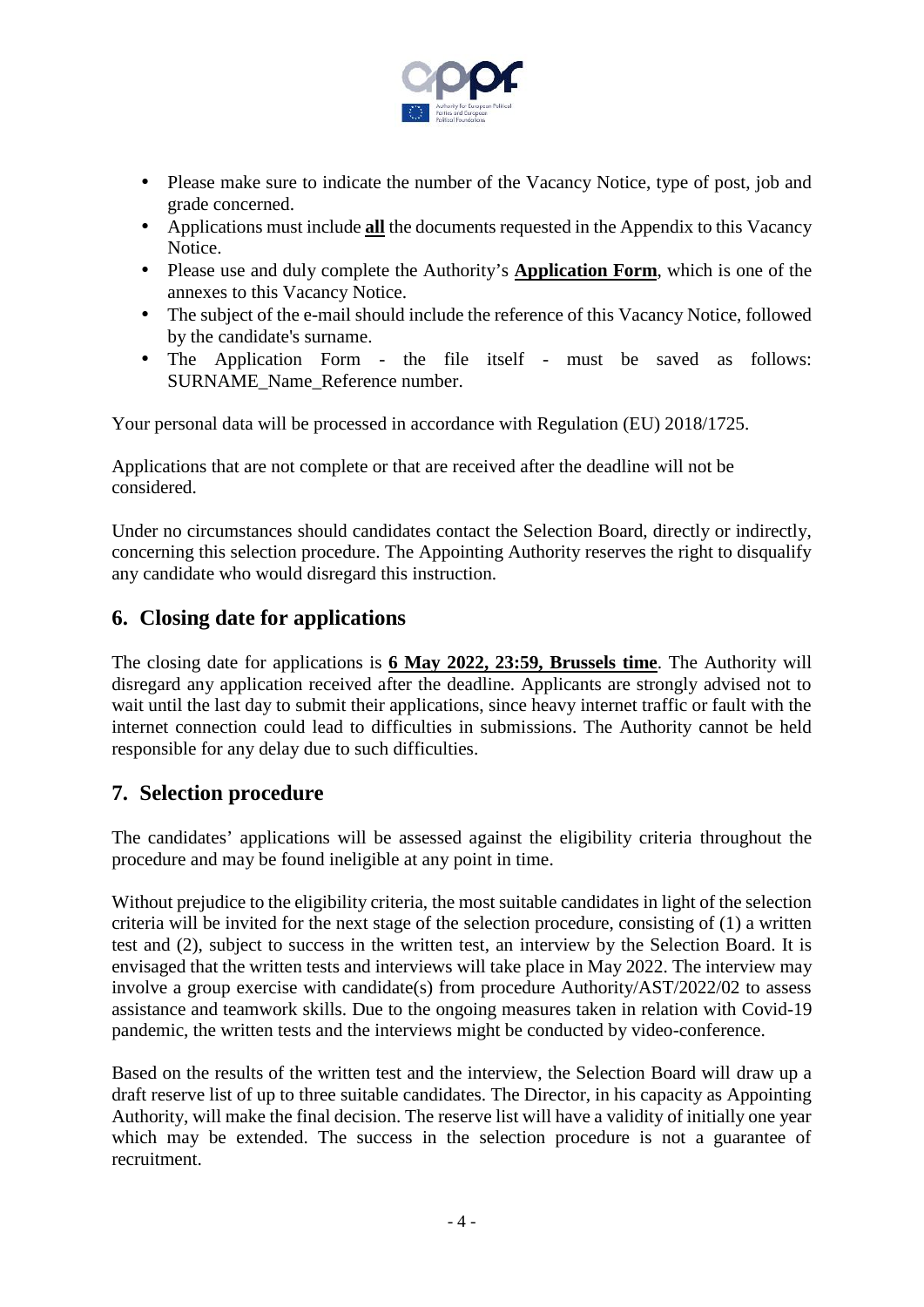- Please make sure to indicate the number of the Vacancy Notice, type of post, job and grade concerned.
- Applications must include **all** the documents requested in the Appendix to this Vacancy Notice.
- Please use and duly complete the Authority's **Application Form**, which is one of the annexes to this Vacancy Notice.
- The subject of the e-mail should include the reference of this Vacancy Notice, followed by the candidate's surname.
- The Application Form - the file itself - must be saved as follows: SURNAME_Name_Reference number.

Your personal data will be processed in accordance with Regulation (EU) 2018/1725.

Applications that are not complete or that are received after the deadline will not be considered.

Under no circumstances should candidates contact the Selection Board, directly or indirectly, concerning this selection procedure. The Appointing Authority reserves the right to disqualify any candidate who would disregard this instruction.

## 6. Closing date for applications

The closing date for applications is **6 May 2022, 23:59, Brussels time**. The Authority will disregard any application received after the deadline. Applicants are strongly advised not to wait until the last day to submit their applications, since heavy internet traffic or fault with the internet connection could lead to difficulties in submissions. The Authority cannot be held responsible for any delay due to such difficulties.

## 7. Selection procedure

The candidates' applications will be assessed against the eligibility criteria throughout the procedure and may be found ineligible at any point in time.

Without prejudice to the eligibility criteria, the most suitable candidates in light of the selection criteria will be invited for the next stage of the selection procedure, consisting of (1) a written test and (2), subject to success in the written test, an interview by the Selection Board. It is envisaged that the written tests and interviews will take place in May 2022. The interview may involve a group exercise with candidate(s) from procedure Authority/AST/2022/02 to assess assistance and teamwork skills. Due to the ongoing measures taken in relation with Covid-19 pandemic, the written tests and the interviews might be conducted by video-conference.

Based on the results of the written test and the interview, the Selection Board will draw up a draft reserve list of up to three suitable candidates. The Director, in his capacity as Appointing Authority, will make the final decision. The reserve list will have a validity of initially one year which may be extended. The success in the selection procedure is not a guarantee of recruitment.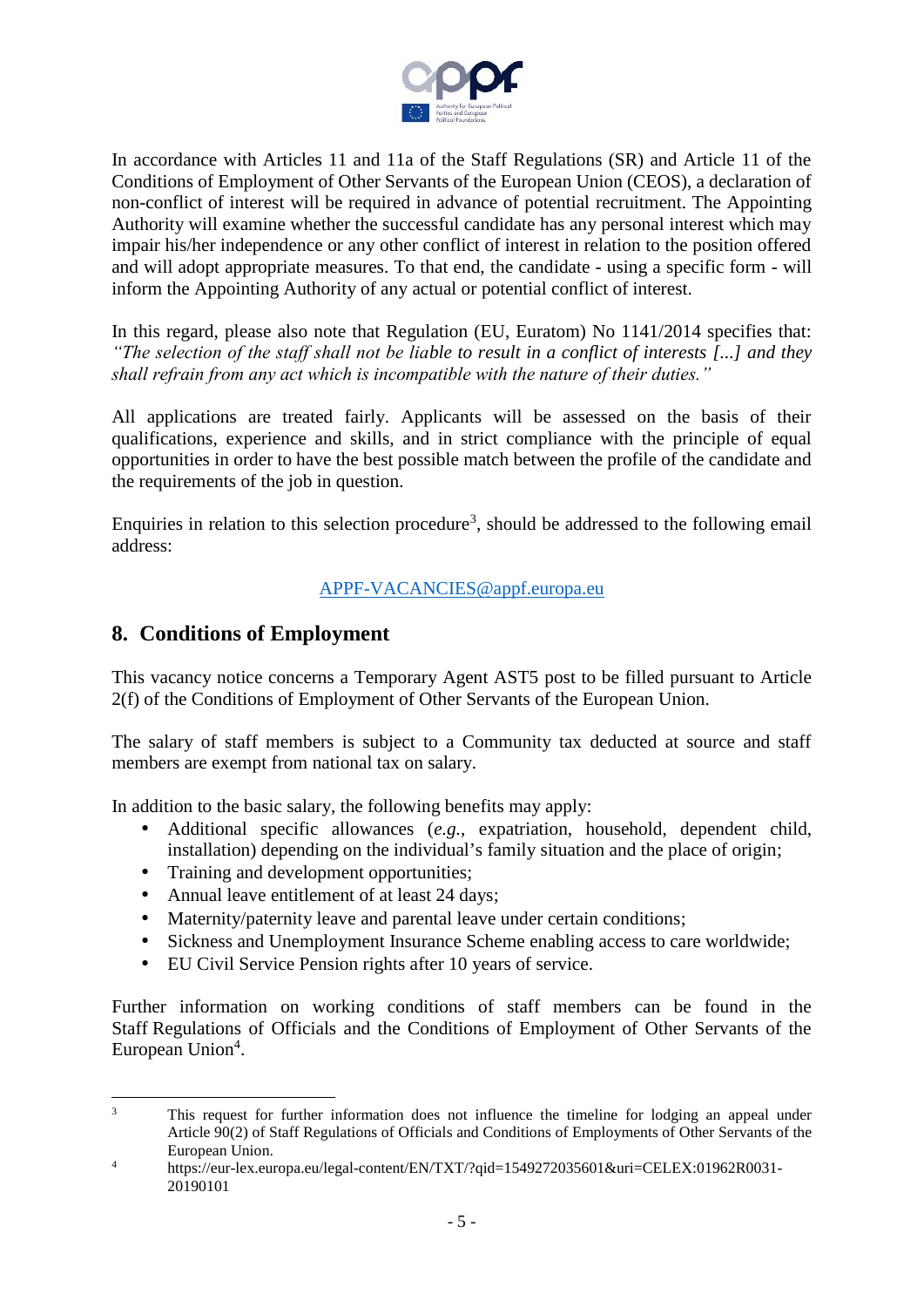In accordance with Articles 11 and 11a of the Staff Regulations (SR) and Article 11 of the Conditions of Employment of Other Servants of the European Union (CEOS), a declaration of non-conflict of interest will be required in advance of potential recruitment. The Appointing Authority will examine whether the successful candidate has any personal interest which may impair his/her independence or any other conflict of interest in relation to the position offered and will adopt appropriate measures. To that end, the candidate - using a specific form - will inform the Appointing Authority of any actual or potential conflict of interest.

In this regard, please also note that Regulation (EU, Euratom) No 1141/2014 specifies that: *"The selection of the staff shall not be liable to result in a conflict of interests [...] and they shall refrain from any act which is incompatible with the nature of their duties."*

All applications are treated fairly. Applicants will be assessed on the basis of their qualifications, experience and skills, and in strict compliance with the principle of equal opportunities in order to have the best possible match between the profile of the candidate and the requirements of the job in question.

Enquiries in relation to this selection procedure[3], should be addressed to the following email address:

APPF-VACANCIES@appf.europa.eu

## 8. Conditions of Employment

This vacancy notice concerns a Temporary Agent AST5 post to be filled pursuant to Article 2(f) of the Conditions of Employment of Other Servants of the European Union.

The salary of staff members is subject to a Community tax deducted at source and staff members are exempt from national tax on salary.

In addition to the basic salary, the following benefits may apply:

- Additional specific allowances (*e.g.*, expatriation, household, dependent child, installation) depending on the individual's family situation and the place of origin;
- Training and development opportunities;
- Annual leave entitlement of at least 24 days;
- Maternity/paternity leave and parental leave under certain conditions;
- Sickness and Unemployment Insurance Scheme enabling access to care worldwide;
- EU Civil Service Pension rights after 10 years of service.

Further information on working conditions of staff members can be found in the Staff Regulations of Officials and the Conditions of Employment of Other Servants of the European Union[4].

---

[3] This request for further information does not influence the timeline for lodging an appeal under Article 90(2) of Staff Regulations of Officials and Conditions of Employments of Other Servants of the European Union.

[4] https://eur-lex.europa.eu/legal-content/EN/TXT/?qid=1549272035601&uri=CELEX:01962R0031-20190101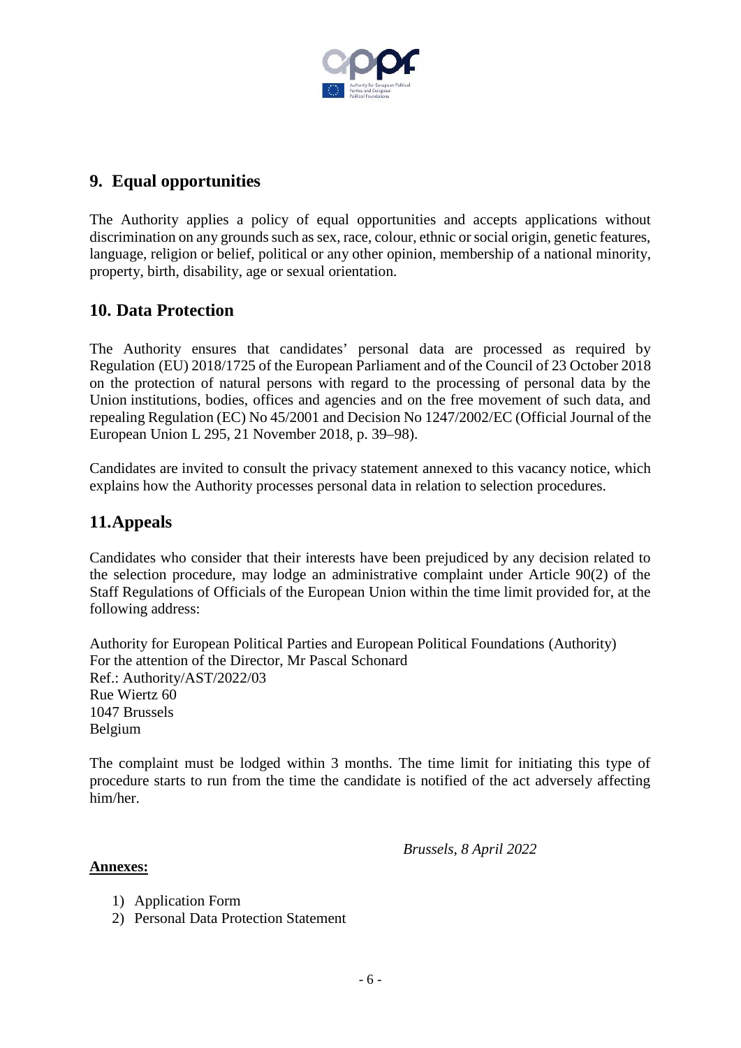## 9. Equal opportunities

The Authority applies a policy of equal opportunities and accepts applications without discrimination on any grounds such as sex, race, colour, ethnic or social origin, genetic features, language, religion or belief, political or any other opinion, membership of a national minority, property, birth, disability, age or sexual orientation.

## 10. Data Protection

The Authority ensures that candidates' personal data are processed as required by Regulation (EU) 2018/1725 of the European Parliament and of the Council of 23 October 2018 on the protection of natural persons with regard to the processing of personal data by the Union institutions, bodies, offices and agencies and on the free movement of such data, and repealing Regulation (EC) No 45/2001 and Decision No 1247/2002/EC (Official Journal of the European Union L 295, 21 November 2018, p. 39–98).

Candidates are invited to consult the privacy statement annexed to this vacancy notice, which explains how the Authority processes personal data in relation to selection procedures.

## 11. Appeals

Candidates who consider that their interests have been prejudiced by any decision related to the selection procedure, may lodge an administrative complaint under Article 90(2) of the Staff Regulations of Officials of the European Union within the time limit provided for, at the following address:

Authority for European Political Parties and European Political Foundations (Authority)
For the attention of the Director, Mr Pascal Schonard
Ref.: Authority/AST/2022/03
Rue Wiertz 60
1047 Brussels
Belgium

The complaint must be lodged within 3 months. The time limit for initiating this type of procedure starts to run from the time the candidate is notified of the act adversely affecting him/her.

*Brussels, 8 April 2022*

**Annexes:**

1) Application Form
2) Personal Data Protection Statement